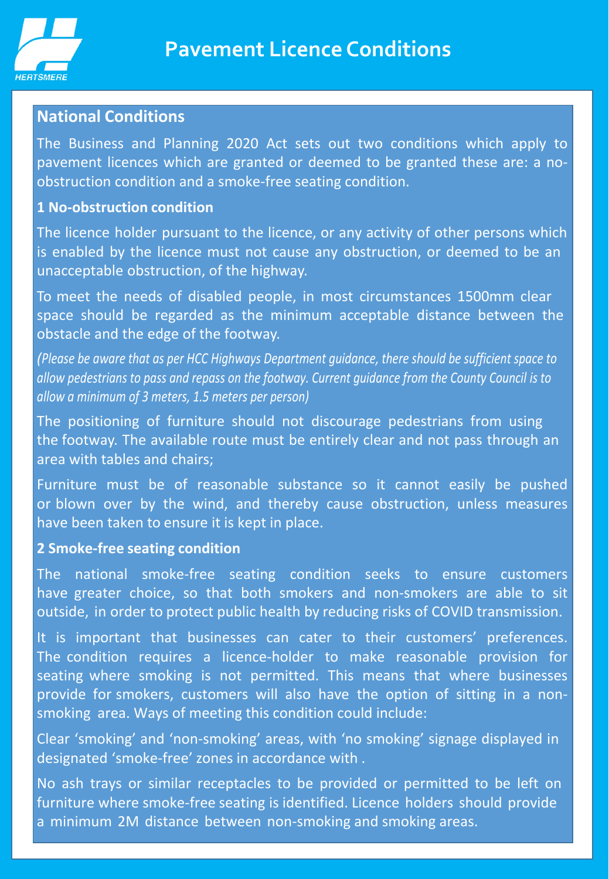HERTSMERE

# Pavement Licence Conditions

## National Conditions

The Business and Planning 2020 Act sets out two conditions which apply to pavement licences which are granted or deemed to be granted these are: a no-obstruction condition and a smoke-free seating condition.

### 1 No-obstruction condition

The licence holder pursuant to the licence, or any activity of other persons which is enabled by the licence must not cause any obstruction, or deemed to be an unacceptable obstruction, of the highway.

To meet the needs of disabled people, in most circumstances 1500mm clear space should be regarded as the minimum acceptable distance between the obstacle and the edge of the footway.

*(Please be aware that as per HCC Highways Department guidance, there should be sufficient space to allow pedestrians to pass and repass on the footway. Current guidance from the County Council is to allow a minimum of 3 meters, 1.5 meters per person)*

The positioning of furniture should not discourage pedestrians from using the footway. The available route must be entirely clear and not pass through an area with tables and chairs;

Furniture must be of reasonable substance so it cannot easily be pushed or blown over by the wind, and thereby cause obstruction, unless measures have been taken to ensure it is kept in place.

### 2 Smoke-free seating condition

The national smoke-free seating condition seeks to ensure customers have greater choice, so that both smokers and non-smokers are able to sit outside, in order to protect public health by reducing risks of COVID transmission.

It is important that businesses can cater to their customers' preferences. The condition requires a licence-holder to make reasonable provision for seating where smoking is not permitted. This means that where businesses provide for smokers, customers will also have the option of sitting in a non-smoking area. Ways of meeting this condition could include:

Clear 'smoking' and 'non-smoking' areas, with 'no smoking' signage displayed in designated 'smoke-free' zones in accordance with .

No ash trays or similar receptacles to be provided or permitted to be left on furniture where smoke-free seating is identified. Licence holders should provide a minimum 2M distance between non-smoking and smoking areas.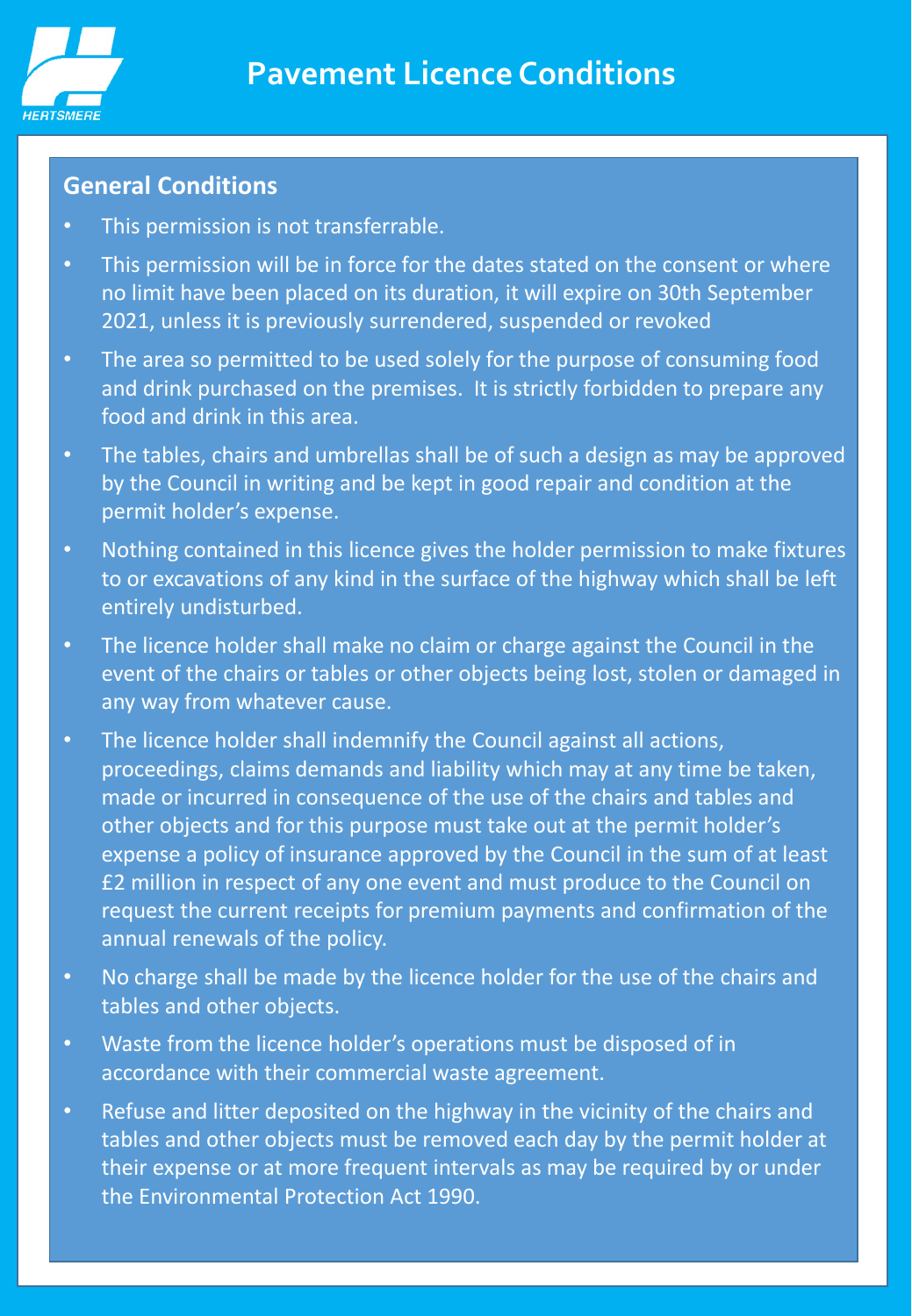# Pavement Licence Conditions

## General Conditions

- This permission is not transferrable.
- This permission will be in force for the dates stated on the consent or where no limit have been placed on its duration, it will expire on 30th September 2021, unless it is previously surrendered, suspended or revoked
- The area so permitted to be used solely for the purpose of consuming food and drink purchased on the premises. It is strictly forbidden to prepare any food and drink in this area.
- The tables, chairs and umbrellas shall be of such a design as may be approved by the Council in writing and be kept in good repair and condition at the permit holder's expense.
- Nothing contained in this licence gives the holder permission to make fixtures to or excavations of any kind in the surface of the highway which shall be left entirely undisturbed.
- The licence holder shall make no claim or charge against the Council in the event of the chairs or tables or other objects being lost, stolen or damaged in any way from whatever cause.
- The licence holder shall indemnify the Council against all actions, proceedings, claims demands and liability which may at any time be taken, made or incurred in consequence of the use of the chairs and tables and other objects and for this purpose must take out at the permit holder's expense a policy of insurance approved by the Council in the sum of at least £2 million in respect of any one event and must produce to the Council on request the current receipts for premium payments and confirmation of the annual renewals of the policy.
- No charge shall be made by the licence holder for the use of the chairs and tables and other objects.
- Waste from the licence holder's operations must be disposed of in accordance with their commercial waste agreement.
- Refuse and litter deposited on the highway in the vicinity of the chairs and tables and other objects must be removed each day by the permit holder at their expense or at more frequent intervals as may be required by or under the Environmental Protection Act 1990.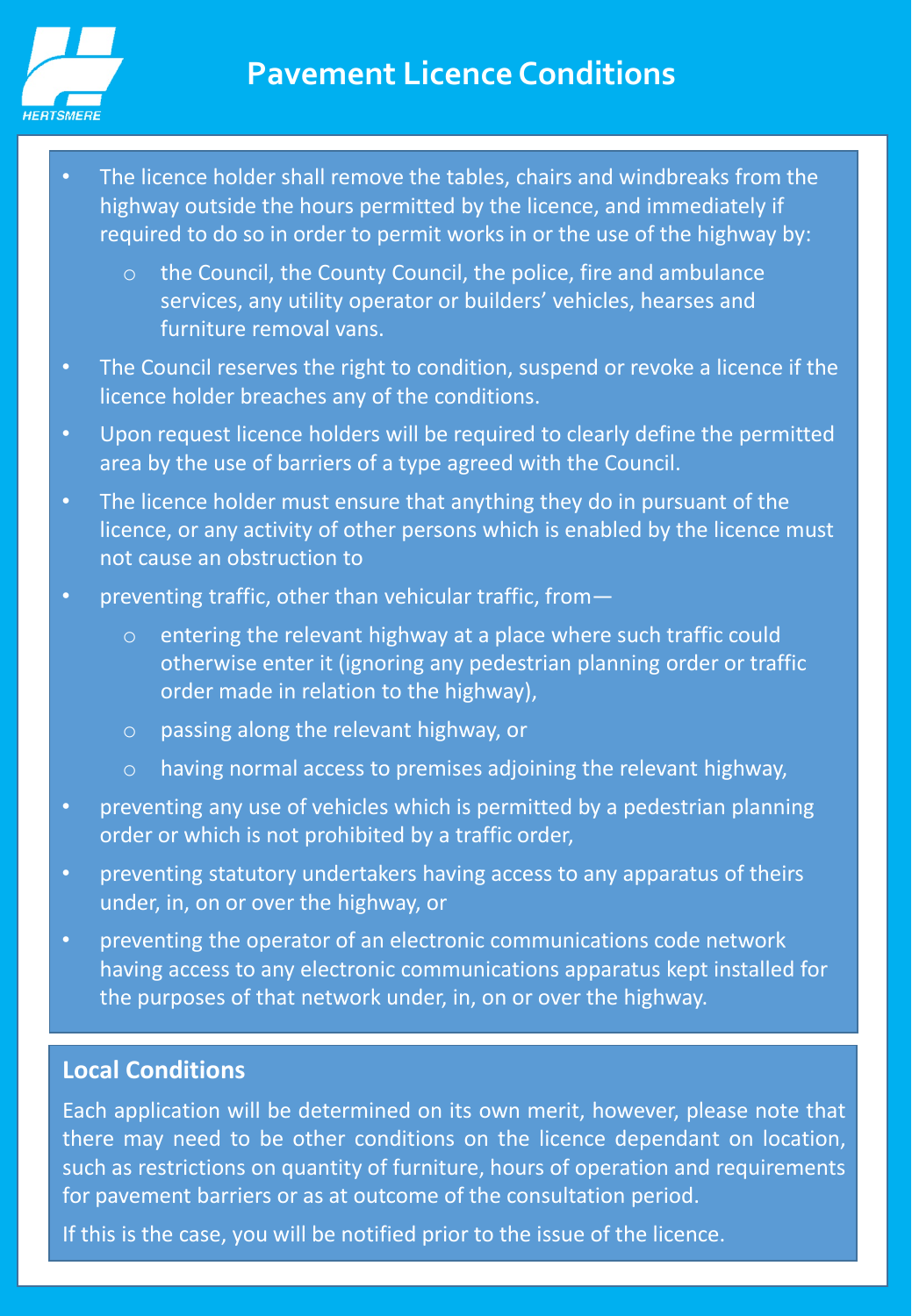# Pavement Licence Conditions

- The licence holder shall remove the tables, chairs and windbreaks from the highway outside the hours permitted by the licence, and immediately if required to do so in order to permit works in or the use of the highway by:
  - the Council, the County Council, the police, fire and ambulance services, any utility operator or builders' vehicles, hearses and furniture removal vans.
- The Council reserves the right to condition, suspend or revoke a licence if the licence holder breaches any of the conditions.
- Upon request licence holders will be required to clearly define the permitted area by the use of barriers of a type agreed with the Council.
- The licence holder must ensure that anything they do in pursuant of the licence, or any activity of other persons which is enabled by the licence must not cause an obstruction to
- preventing traffic, other than vehicular traffic, from—
  - entering the relevant highway at a place where such traffic could otherwise enter it (ignoring any pedestrian planning order or traffic order made in relation to the highway),
  - passing along the relevant highway, or
  - having normal access to premises adjoining the relevant highway,
- preventing any use of vehicles which is permitted by a pedestrian planning order or which is not prohibited by a traffic order,
- preventing statutory undertakers having access to any apparatus of theirs under, in, on or over the highway, or
- preventing the operator of an electronic communications code network having access to any electronic communications apparatus kept installed for the purposes of that network under, in, on or over the highway.

## Local Conditions

Each application will be determined on its own merit, however, please note that there may need to be other conditions on the licence dependant on location, such as restrictions on quantity of furniture, hours of operation and requirements for pavement barriers or as at outcome of the consultation period.

If this is the case, you will be notified prior to the issue of the licence.